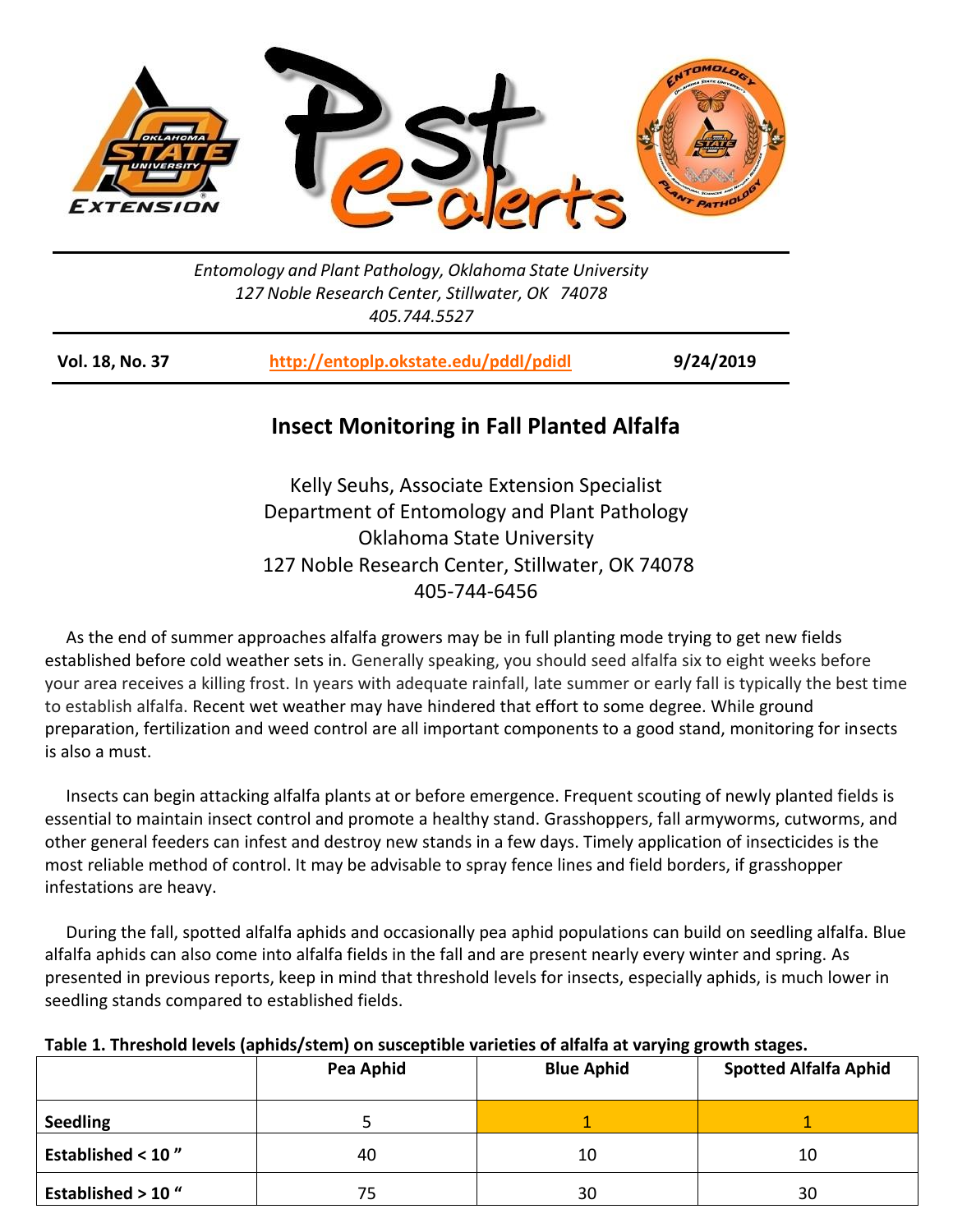Entomology and Plant Pathology, Oklahoma State University
127 Noble Research Center, Stillwater, OK 74078
405.744.5527

**Vol. 18, No. 37** | **http://entoplp.okstate.edu/pddl/pdidl** | **9/24/2019**

# Insect Monitoring in Fall Planted Alfalfa

Kelly Seuhs, Associate Extension Specialist
Department of Entomology and Plant Pathology
Oklahoma State University
127 Noble Research Center, Stillwater, OK 74078
405-744-6456

As the end of summer approaches alfalfa growers may be in full planting mode trying to get new fields established before cold weather sets in. Generally speaking, you should seed alfalfa six to eight weeks before your area receives a killing frost. In years with adequate rainfall, late summer or early fall is typically the best time to establish alfalfa. Recent wet weather may have hindered that effort to some degree. While ground preparation, fertilization and weed control are all important components to a good stand, monitoring for insects is also a must.

Insects can begin attacking alfalfa plants at or before emergence. Frequent scouting of newly planted fields is essential to maintain insect control and promote a healthy stand. Grasshoppers, fall armyworms, cutworms, and other general feeders can infest and destroy new stands in a few days. Timely application of insecticides is the most reliable method of control. It may be advisable to spray fence lines and field borders, if grasshopper infestations are heavy.

During the fall, spotted alfalfa aphids and occasionally pea aphid populations can build on seedling alfalfa. Blue alfalfa aphids can also come into alfalfa fields in the fall and are present nearly every winter and spring. As presented in previous reports, keep in mind that threshold levels for insects, especially aphids, is much lower in seedling stands compared to established fields.

**Table 1. Threshold levels (aphids/stem) on susceptible varieties of alfalfa at varying growth stages.**

| | Pea Aphid | Blue Aphid | Spotted Alfalfa Aphid |
|---|---|---|---|
| **Seedling** | 5 | 1 | 1 |
| **Established < 10 "** | 40 | 10 | 10 |
| **Established > 10 "** | 75 | 30 | 30 |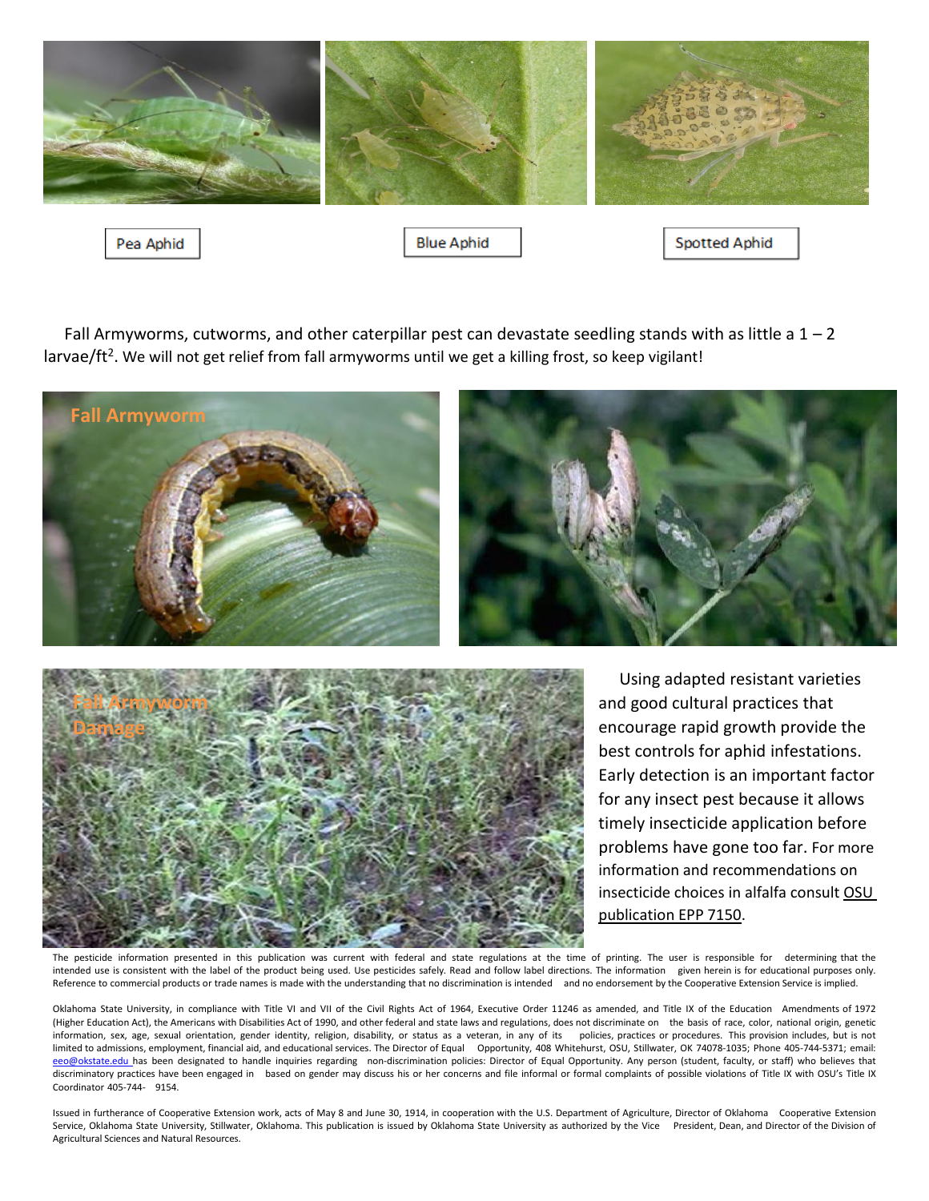Pea Aphid

Blue Aphid

Spotted Aphid

Fall Armyworms, cutworms, and other caterpillar pest can devastate seedling stands with as little a 1 – 2 larvae/ft$^2$. We will not get relief from fall armyworms until we get a killing frost, so keep vigilant!

Fall Armyworm

Fall Armyworm Damage

Using adapted resistant varieties and good cultural practices that encourage rapid growth provide the best controls for aphid infestations. Early detection is an important factor for any insect pest because it allows timely insecticide application before problems have gone too far. For more information and recommendations on insecticide choices in alfalfa consult OSU publication EPP 7150.

The pesticide information presented in this publication was current with federal and state regulations at the time of printing. The user is responsible for determining that the intended use is consistent with the label of the product being used. Use pesticides safely. Read and follow label directions. The information given herein is for educational purposes only. Reference to commercial products or trade names is made with the understanding that no discrimination is intended and no endorsement by the Cooperative Extension Service is implied.

Oklahoma State University, in compliance with Title VI and VII of the Civil Rights Act of 1964, Executive Order 11246 as amended, and Title IX of the Education Amendments of 1972 (Higher Education Act), the Americans with Disabilities Act of 1990, and other federal and state laws and regulations, does not discriminate on the basis of race, color, national origin, genetic information, sex, age, sexual orientation, gender identity, religion, disability, or status as a veteran, in any of its policies, practices or procedures. This provision includes, but is not limited to admissions, employment, financial aid, and educational services. The Director of Equal Opportunity, 408 Whitehurst, OSU, Stillwater, OK 74078-1035; Phone 405-744-5371; email: eeo@okstate.edu has been designated to handle inquiries regarding non-discrimination policies: Director of Equal Opportunity. Any person (student, faculty, or staff) who believes that discriminatory practices have been engaged in based on gender may discuss his or her concerns and file informal or formal complaints of possible violations of Title IX with OSU's Title IX Coordinator 405-744- 9154.

Issued in furtherance of Cooperative Extension work, acts of May 8 and June 30, 1914, in cooperation with the U.S. Department of Agriculture, Director of Oklahoma Cooperative Extension Service, Oklahoma State University, Stillwater, Oklahoma. This publication is issued by Oklahoma State University as authorized by the Vice President, Dean, and Director of the Division of Agricultural Sciences and Natural Resources.